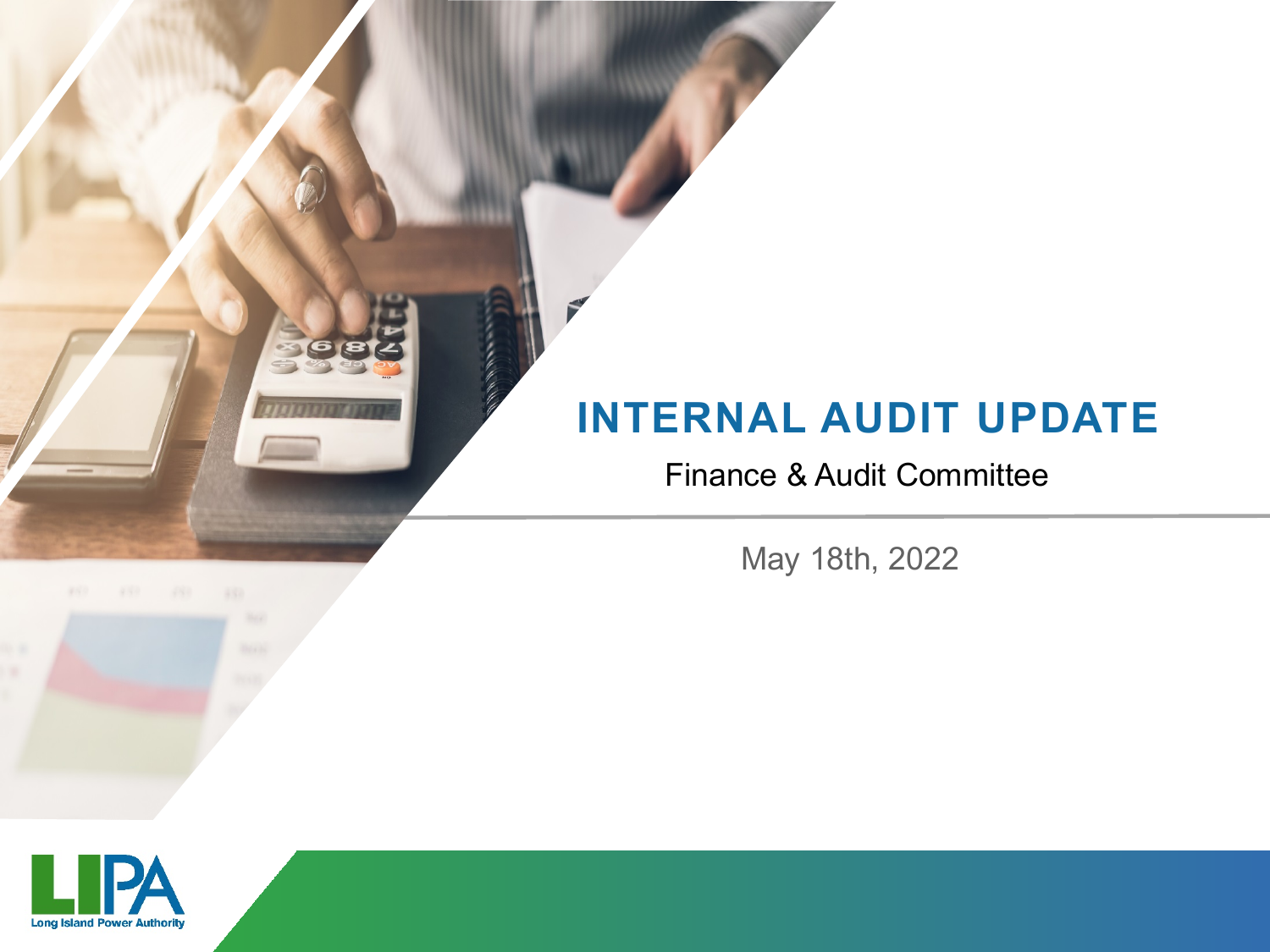# INTERNAL AUDIT UPDATE

Finance & Audit Committee

May 18th, 2022

LIPA
Long Island Power Authority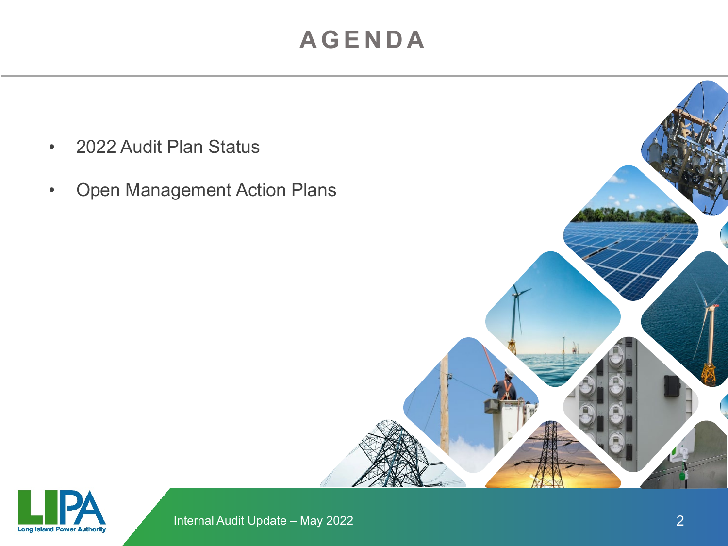# AGENDA

- 2022 Audit Plan Status
- Open Management Action Plans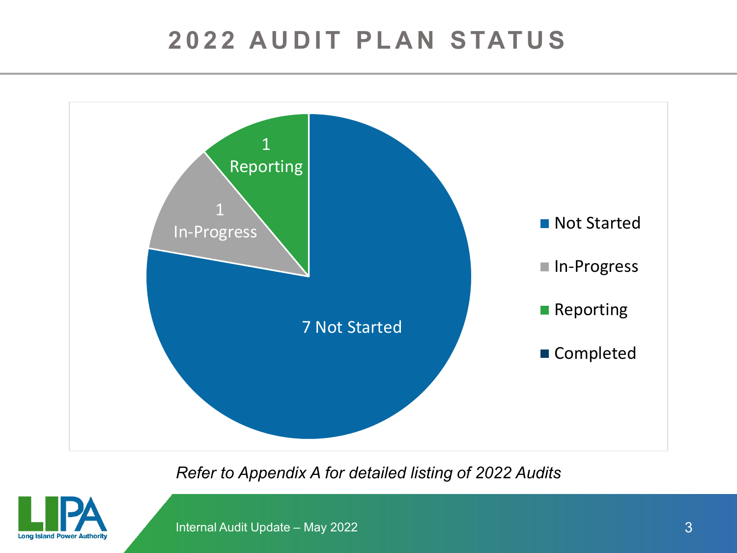# 2022 AUDIT PLAN STATUS

| Status | Count |
|---|---|
| Not Started | 7 |
| In-Progress | 1 |
| Reporting | 1 |
| Completed | 0 |

*Refer to Appendix A for detailed listing of 2022 Audits*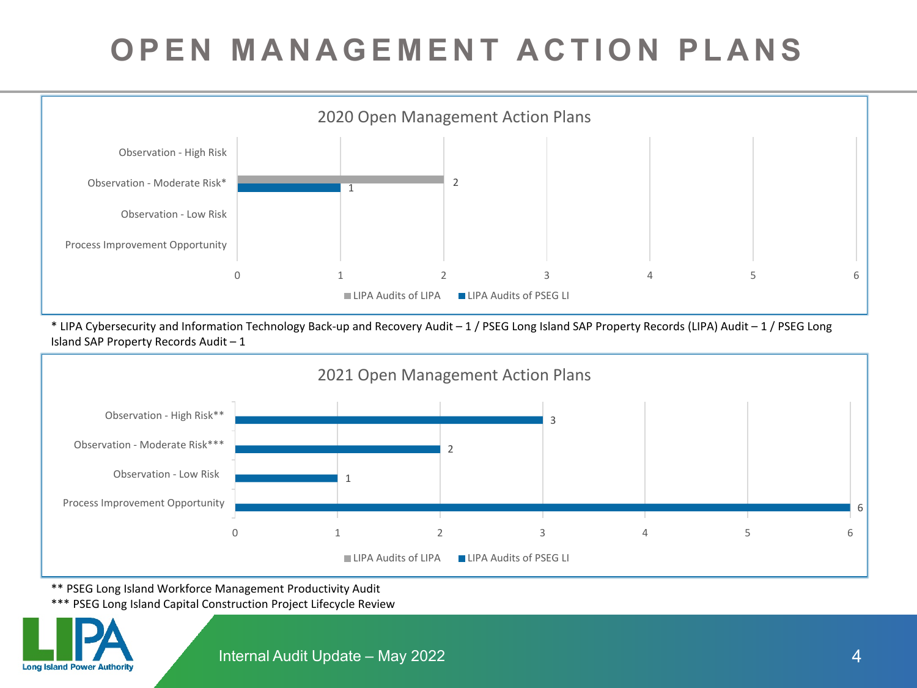# OPEN MANAGEMENT ACTION PLANS

**2020 Open Management Action Plans**

| Category | LIPA Audits of LIPA | LIPA Audits of PSEG LI |
| --- | --- | --- |
| Observation - High Risk | | |
| Observation - Moderate Risk* | 2 | 1 |
| Observation - Low Risk | | |
| Process Improvement Opportunity | | |

\* LIPA Cybersecurity and Information Technology Back-up and Recovery Audit – 1 / PSEG Long Island SAP Property Records (LIPA) Audit – 1 / PSEG Long Island SAP Property Records Audit – 1

**2021 Open Management Action Plans**

| Category | LIPA Audits of LIPA | LIPA Audits of PSEG LI |
| --- | --- | --- |
| Observation - High Risk** | | 3 |
| Observation - Moderate Risk*** | | 2 |
| Observation - Low Risk | | 1 |
| Process Improvement Opportunity | | 6 |

\*\* PSEG Long Island Workforce Management Productivity Audit

\*\*\* PSEG Long Island Capital Construction Project Lifecycle Review

Internal Audit Update – May 2022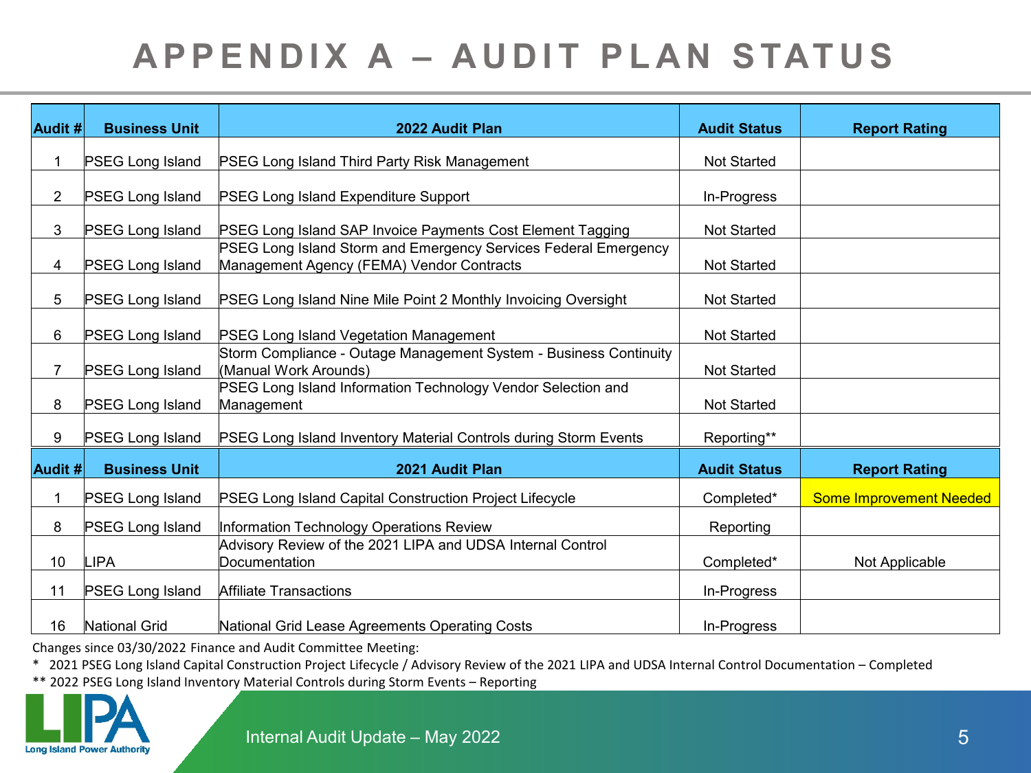# APPENDIX A – AUDIT PLAN STATUS

| Audit # | Business Unit | 2022 Audit Plan | Audit Status | Report Rating |
|---|---|---|---|---|
| 1 | PSEG Long Island | PSEG Long Island Third Party Risk Management | Not Started | |
| 2 | PSEG Long Island | PSEG Long Island Expenditure Support | In-Progress | |
| 3 | PSEG Long Island | PSEG Long Island SAP Invoice Payments Cost Element Tagging | Not Started | |
| 4 | PSEG Long Island | PSEG Long Island Storm and Emergency Services Federal Emergency Management Agency (FEMA) Vendor Contracts | Not Started | |
| 5 | PSEG Long Island | PSEG Long Island Nine Mile Point 2 Monthly Invoicing Oversight | Not Started | |
| 6 | PSEG Long Island | PSEG Long Island Vegetation Management | Not Started | |
| 7 | PSEG Long Island | Storm Compliance - Outage Management System - Business Continuity (Manual Work Arounds) | Not Started | |
| 8 | PSEG Long Island | PSEG Long Island Information Technology Vendor Selection and Management | Not Started | |
| 9 | PSEG Long Island | PSEG Long Island Inventory Material Controls during Storm Events | Reporting** | |
| **Audit #** | **Business Unit** | **2021 Audit Plan** | **Audit Status** | **Report Rating** |
| 1 | PSEG Long Island | PSEG Long Island Capital Construction Project Lifecycle | Completed* | Some Improvement Needed |
| 8 | PSEG Long Island | Information Technology Operations Review | Reporting | |
| 10 | LIPA | Advisory Review of the 2021 LIPA and UDSA Internal Control Documentation | Completed* | Not Applicable |
| 11 | PSEG Long Island | Affiliate Transactions | In-Progress | |
| 16 | National Grid | National Grid Lease Agreements Operating Costs | In-Progress | |

Changes since 03/30/2022 Finance and Audit Committee Meeting:

* 2021 PSEG Long Island Capital Construction Project Lifecycle / Advisory Review of the 2021 LIPA and UDSA Internal Control Documentation – Completed

** 2022 PSEG Long Island Inventory Material Controls during Storm Events – Reporting